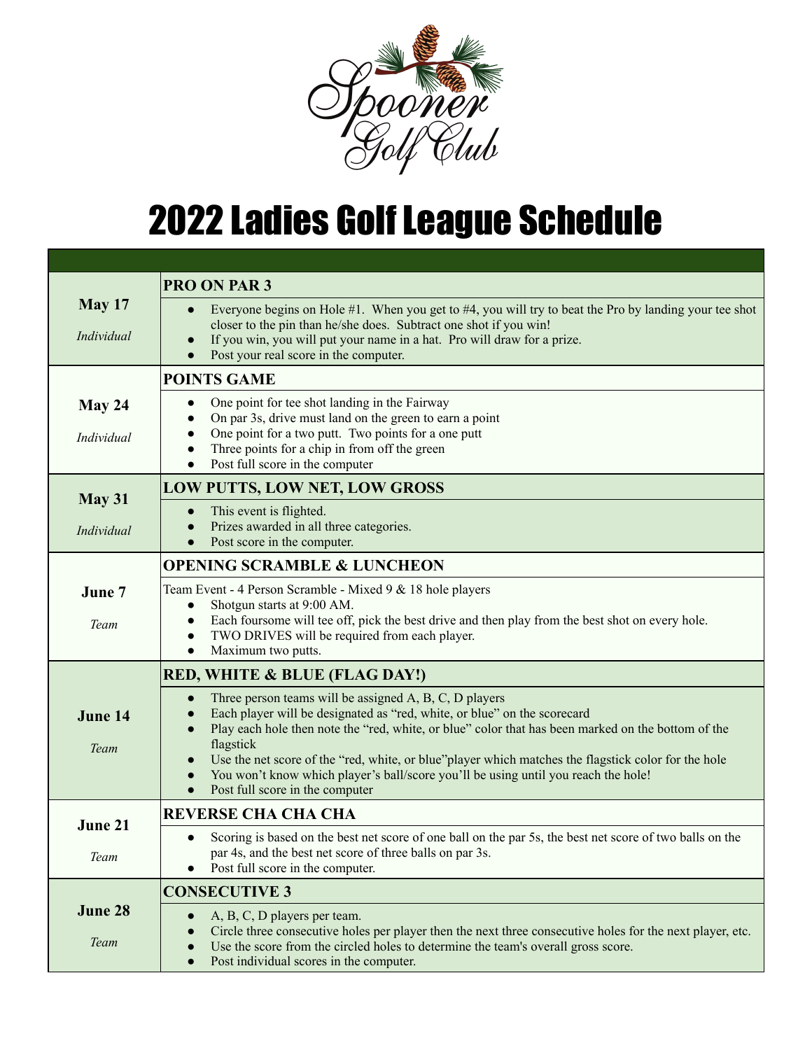Spooner Golf Club

# 2022 Ladies Golf League Schedule

| | |
|---|---|
| **May 17**<br>*Individual* | **PRO ON PAR 3**<br>• Everyone begins on Hole #1. When you get to #4, you will try to beat the Pro by landing your tee shot closer to the pin than he/she does. Subtract one shot if you win!<br>• If you win, you will put your name in a hat. Pro will draw for a prize.<br>• Post your real score in the computer. |
| **May 24**<br>*Individual* | **POINTS GAME**<br>• One point for tee shot landing in the Fairway<br>• On par 3s, drive must land on the green to earn a point<br>• One point for a two putt. Two points for a one putt<br>• Three points for a chip in from off the green<br>• Post full score in the computer |
| **May 31**<br>*Individual* | **LOW PUTTS, LOW NET, LOW GROSS**<br>• This event is flighted.<br>• Prizes awarded in all three categories.<br>• Post score in the computer. |
| **June 7**<br>*Team* | **OPENING SCRAMBLE & LUNCHEON**<br>Team Event - 4 Person Scramble - Mixed 9 & 18 hole players<br>• Shotgun starts at 9:00 AM.<br>• Each foursome will tee off, pick the best drive and then play from the best shot on every hole.<br>• TWO DRIVES will be required from each player.<br>• Maximum two putts. |
| **June 14**<br>*Team* | **RED, WHITE & BLUE (FLAG DAY!)**<br>• Three person teams will be assigned A, B, C, D players<br>• Each player will be designated as "red, white, or blue" on the scorecard<br>• Play each hole then note the "red, white, or blue" color that has been marked on the bottom of the flagstick<br>• Use the net score of the "red, white, or blue"player which matches the flagstick color for the hole<br>• You won't know which player's ball/score you'll be using until you reach the hole!<br>• Post full score in the computer |
| **June 21**<br>*Team* | **REVERSE CHA CHA CHA**<br>• Scoring is based on the best net score of one ball on the par 5s, the best net score of two balls on the par 4s, and the best net score of three balls on par 3s.<br>• Post full score in the computer. |
| **June 28**<br>*Team* | **CONSECUTIVE 3**<br>• A, B, C, D players per team.<br>• Circle three consecutive holes per player then the next three consecutive holes for the next player, etc.<br>• Use the score from the circled holes to determine the team's overall gross score.<br>• Post individual scores in the computer. |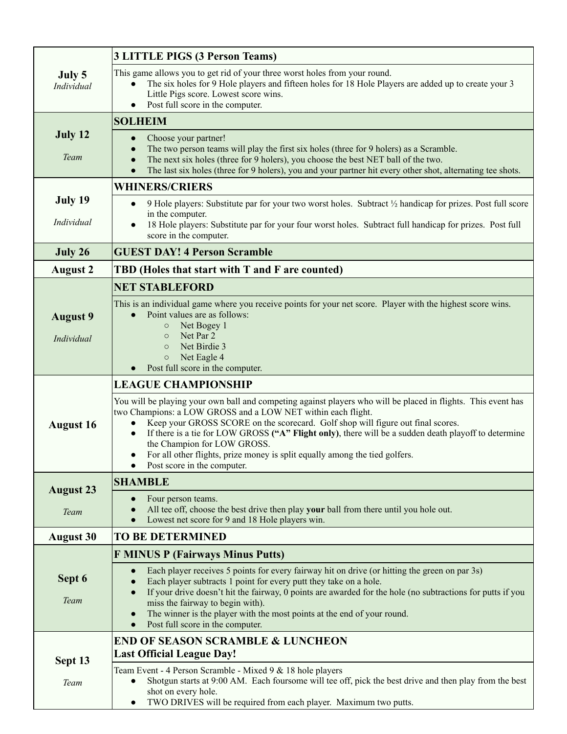| | |
|---|---|
| **July 5**<br>*Individual* | **3 LITTLE PIGS (3 Person Teams)**<br>This game allows you to get rid of your three worst holes from your round.<br>● The six holes for 9 Hole players and fifteen holes for 18 Hole Players are added up to create your 3 Little Pigs score. Lowest score wins.<br>● Post full score in the computer. |
| **July 12**<br>*Team* | **SOLHEIM**<br>● Choose your partner!<br>● The two person teams will play the first six holes (three for 9 holers) as a Scramble.<br>● The next six holes (three for 9 holers), you choose the best NET ball of the two.<br>● The last six holes (three for 9 holers), you and your partner hit every other shot, alternating tee shots. |
| **July 19**<br>*Individual* | **WHINERS/CRIERS**<br>● 9 Hole players: Substitute par for your two worst holes. Subtract ½ handicap for prizes. Post full score in the computer.<br>● 18 Hole players: Substitute par for your four worst holes. Subtract full handicap for prizes. Post full score in the computer. |
| **July 26** | **GUEST DAY! 4 Person Scramble** |
| **August 2** | **TBD (Holes that start with T and F are counted)** |
| **August 9**<br>*Individual* | **NET STABLEFORD**<br>This is an individual game where you receive points for your net score. Player with the highest score wins.<br>● Point values are as follows:<br>○ Net Bogey 1<br>○ Net Par 2<br>○ Net Birdie 3<br>○ Net Eagle 4<br>● Post full score in the computer. |
| **August 16** | **LEAGUE CHAMPIONSHIP**<br>You will be playing your own ball and competing against players who will be placed in flights. This event has two Champions: a LOW GROSS and a LOW NET within each flight.<br>● Keep your GROSS SCORE on the scorecard. Golf shop will figure out final scores.<br>● If there is a tie for LOW GROSS **("A" Flight only)**, there will be a sudden death playoff to determine the Champion for LOW GROSS.<br>● For all other flights, prize money is split equally among the tied golfers.<br>● Post score in the computer. |
| **August 23**<br>*Team* | **SHAMBLE**<br>● Four person teams.<br>● All tee off, choose the best drive then play **your** ball from there until you hole out.<br>● Lowest net score for 9 and 18 Hole players win. |
| **August 30** | **TO BE DETERMINED** |
| **Sept 6**<br>*Team* | **F MINUS P (Fairways Minus Putts)**<br>● Each player receives 5 points for every fairway hit on drive (or hitting the green on par 3s)<br>● Each player subtracts 1 point for every putt they take on a hole.<br>● If your drive doesn't hit the fairway, 0 points are awarded for the hole (no subtractions for putts if you miss the fairway to begin with).<br>● The winner is the player with the most points at the end of your round.<br>● Post full score in the computer. |
| **Sept 13**<br>*Team* | **END OF SEASON SCRAMBLE & LUNCHEON**<br>**Last Official League Day!**<br>Team Event - 4 Person Scramble - Mixed 9 & 18 hole players<br>● Shotgun starts at 9:00 AM. Each foursome will tee off, pick the best drive and then play from the best shot on every hole.<br>● TWO DRIVES will be required from each player. Maximum two putts. |